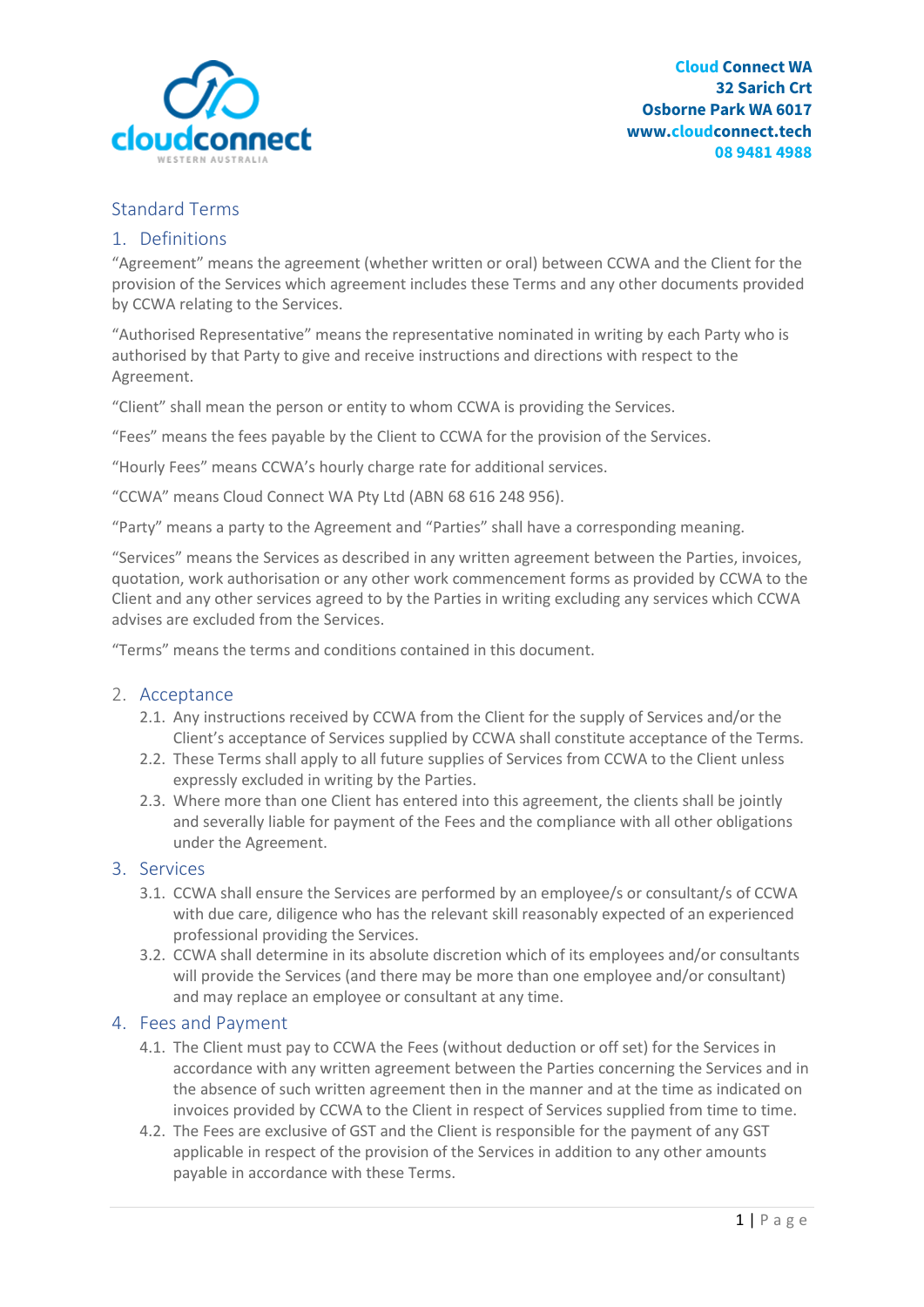Cloud Connect WA
32 Sarich Crt
Osborne Park WA 6017
www.cloudconnect.tech
08 9481 4988

# Standard Terms

## 1. Definitions

"Agreement" means the agreement (whether written or oral) between CCWA and the Client for the provision of the Services which agreement includes these Terms and any other documents provided by CCWA relating to the Services.

"Authorised Representative" means the representative nominated in writing by each Party who is authorised by that Party to give and receive instructions and directions with respect to the Agreement.

"Client" shall mean the person or entity to whom CCWA is providing the Services.

"Fees" means the fees payable by the Client to CCWA for the provision of the Services.

"Hourly Fees" means CCWA's hourly charge rate for additional services.

"CCWA" means Cloud Connect WA Pty Ltd (ABN 68 616 248 956).

"Party" means a party to the Agreement and "Parties" shall have a corresponding meaning.

"Services" means the Services as described in any written agreement between the Parties, invoices, quotation, work authorisation or any other work commencement forms as provided by CCWA to the Client and any other services agreed to by the Parties in writing excluding any services which CCWA advises are excluded from the Services.

"Terms" means the terms and conditions contained in this document.

## 2. Acceptance

2.1. Any instructions received by CCWA from the Client for the supply of Services and/or the Client's acceptance of Services supplied by CCWA shall constitute acceptance of the Terms.

2.2. These Terms shall apply to all future supplies of Services from CCWA to the Client unless expressly excluded in writing by the Parties.

2.3. Where more than one Client has entered into this agreement, the clients shall be jointly and severally liable for payment of the Fees and the compliance with all other obligations under the Agreement.

## 3. Services

3.1. CCWA shall ensure the Services are performed by an employee/s or consultant/s of CCWA with due care, diligence who has the relevant skill reasonably expected of an experienced professional providing the Services.

3.2. CCWA shall determine in its absolute discretion which of its employees and/or consultants will provide the Services (and there may be more than one employee and/or consultant) and may replace an employee or consultant at any time.

## 4. Fees and Payment

4.1. The Client must pay to CCWA the Fees (without deduction or off set) for the Services in accordance with any written agreement between the Parties concerning the Services and in the absence of such written agreement then in the manner and at the time as indicated on invoices provided by CCWA to the Client in respect of Services supplied from time to time.

4.2. The Fees are exclusive of GST and the Client is responsible for the payment of any GST applicable in respect of the provision of the Services in addition to any other amounts payable in accordance with these Terms.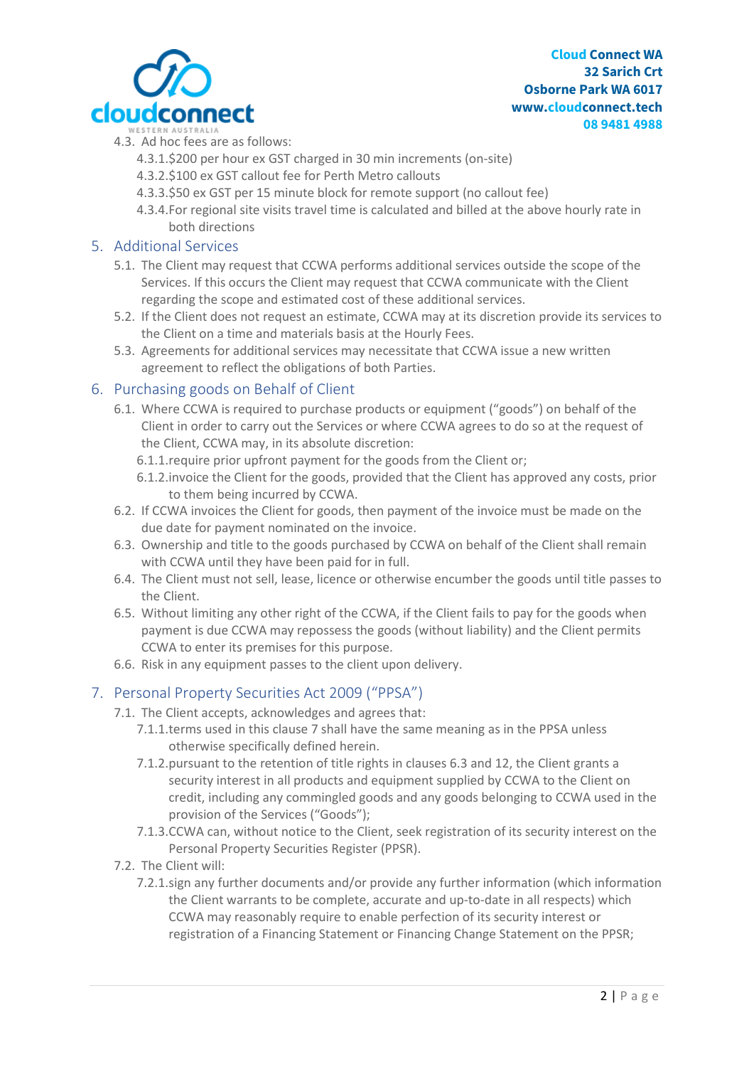4.3. Ad hoc fees are as follows:

- 4.3.1. $200 per hour ex GST charged in 30 min increments (on-site)
- 4.3.2. $100 ex GST callout fee for Perth Metro callouts
- 4.3.3. $50 ex GST per 15 minute block for remote support (no callout fee)
- 4.3.4. For regional site visits travel time is calculated and billed at the above hourly rate in both directions

## 5. Additional Services

5.1. The Client may request that CCWA performs additional services outside the scope of the Services. If this occurs the Client may request that CCWA communicate with the Client regarding the scope and estimated cost of these additional services.

5.2. If the Client does not request an estimate, CCWA may at its discretion provide its services to the Client on a time and materials basis at the Hourly Fees.

5.3. Agreements for additional services may necessitate that CCWA issue a new written agreement to reflect the obligations of both Parties.

## 6. Purchasing goods on Behalf of Client

6.1. Where CCWA is required to purchase products or equipment ("goods") on behalf of the Client in order to carry out the Services or where CCWA agrees to do so at the request of the Client, CCWA may, in its absolute discretion:

- 6.1.1. require prior upfront payment for the goods from the Client or;
- 6.1.2. invoice the Client for the goods, provided that the Client has approved any costs, prior to them being incurred by CCWA.

6.2. If CCWA invoices the Client for goods, then payment of the invoice must be made on the due date for payment nominated on the invoice.

6.3. Ownership and title to the goods purchased by CCWA on behalf of the Client shall remain with CCWA until they have been paid for in full.

6.4. The Client must not sell, lease, licence or otherwise encumber the goods until title passes to the Client.

6.5. Without limiting any other right of the CCWA, if the Client fails to pay for the goods when payment is due CCWA may repossess the goods (without liability) and the Client permits CCWA to enter its premises for this purpose.

6.6. Risk in any equipment passes to the client upon delivery.

## 7. Personal Property Securities Act 2009 ("PPSA")

7.1. The Client accepts, acknowledges and agrees that:

- 7.1.1. terms used in this clause 7 shall have the same meaning as in the PPSA unless otherwise specifically defined herein.
- 7.1.2. pursuant to the retention of title rights in clauses 6.3 and 12, the Client grants a security interest in all products and equipment supplied by CCWA to the Client on credit, including any commingled goods and any goods belonging to CCWA used in the provision of the Services ("Goods");
- 7.1.3. CCWA can, without notice to the Client, seek registration of its security interest on the Personal Property Securities Register (PPSR).

7.2. The Client will:

- 7.2.1. sign any further documents and/or provide any further information (which information the Client warrants to be complete, accurate and up-to-date in all respects) which CCWA may reasonably require to enable perfection of its security interest or registration of a Financing Statement or Financing Change Statement on the PPSR;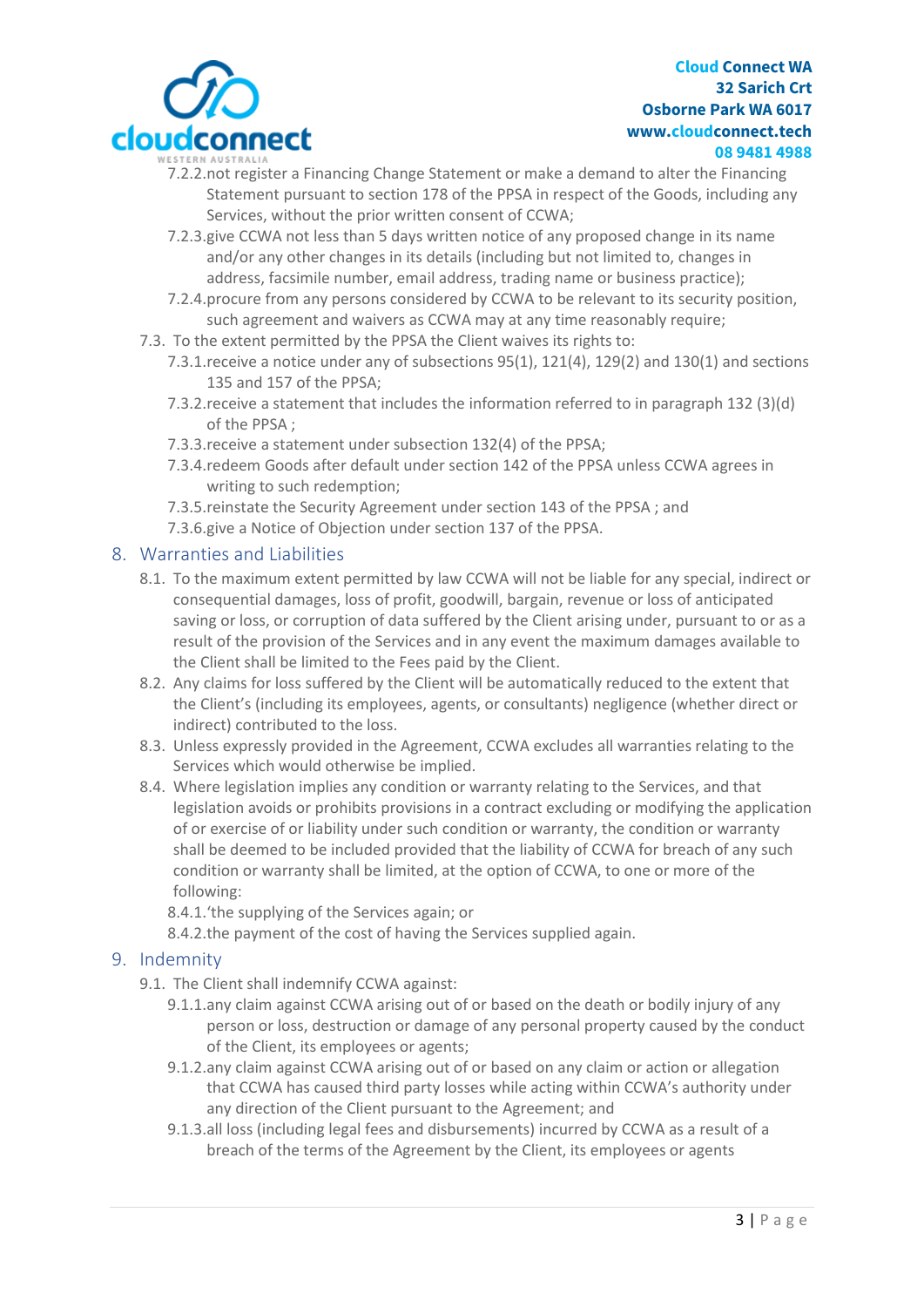7.2.2. not register a Financing Change Statement or make a demand to alter the Financing Statement pursuant to section 178 of the PPSA in respect of the Goods, including any Services, without the prior written consent of CCWA;

7.2.3. give CCWA not less than 5 days written notice of any proposed change in its name and/or any other changes in its details (including but not limited to, changes in address, facsimile number, email address, trading name or business practice);

7.2.4. procure from any persons considered by CCWA to be relevant to its security position, such agreement and waivers as CCWA may at any time reasonably require;

7.3. To the extent permitted by the PPSA the Client waives its rights to:

7.3.1. receive a notice under any of subsections 95(1), 121(4), 129(2) and 130(1) and sections 135 and 157 of the PPSA;

7.3.2. receive a statement that includes the information referred to in paragraph 132 (3)(d) of the PPSA ;

7.3.3. receive a statement under subsection 132(4) of the PPSA;

7.3.4. redeem Goods after default under section 142 of the PPSA unless CCWA agrees in writing to such redemption;

7.3.5. reinstate the Security Agreement under section 143 of the PPSA ; and

7.3.6. give a Notice of Objection under section 137 of the PPSA.

## 8. Warranties and Liabilities

8.1. To the maximum extent permitted by law CCWA will not be liable for any special, indirect or consequential damages, loss of profit, goodwill, bargain, revenue or loss of anticipated saving or loss, or corruption of data suffered by the Client arising under, pursuant to or as a result of the provision of the Services and in any event the maximum damages available to the Client shall be limited to the Fees paid by the Client.

8.2. Any claims for loss suffered by the Client will be automatically reduced to the extent that the Client's (including its employees, agents, or consultants) negligence (whether direct or indirect) contributed to the loss.

8.3. Unless expressly provided in the Agreement, CCWA excludes all warranties relating to the Services which would otherwise be implied.

8.4. Where legislation implies any condition or warranty relating to the Services, and that legislation avoids or prohibits provisions in a contract excluding or modifying the application of or exercise of or liability under such condition or warranty, the condition or warranty shall be deemed to be included provided that the liability of CCWA for breach of any such condition or warranty shall be limited, at the option of CCWA, to one or more of the following:

8.4.1. 'the supplying of the Services again; or

8.4.2. the payment of the cost of having the Services supplied again.

## 9. Indemnity

9.1. The Client shall indemnify CCWA against:

9.1.1. any claim against CCWA arising out of or based on the death or bodily injury of any person or loss, destruction or damage of any personal property caused by the conduct of the Client, its employees or agents;

9.1.2. any claim against CCWA arising out of or based on any claim or action or allegation that CCWA has caused third party losses while acting within CCWA's authority under any direction of the Client pursuant to the Agreement; and

9.1.3. all loss (including legal fees and disbursements) incurred by CCWA as a result of a breach of the terms of the Agreement by the Client, its employees or agents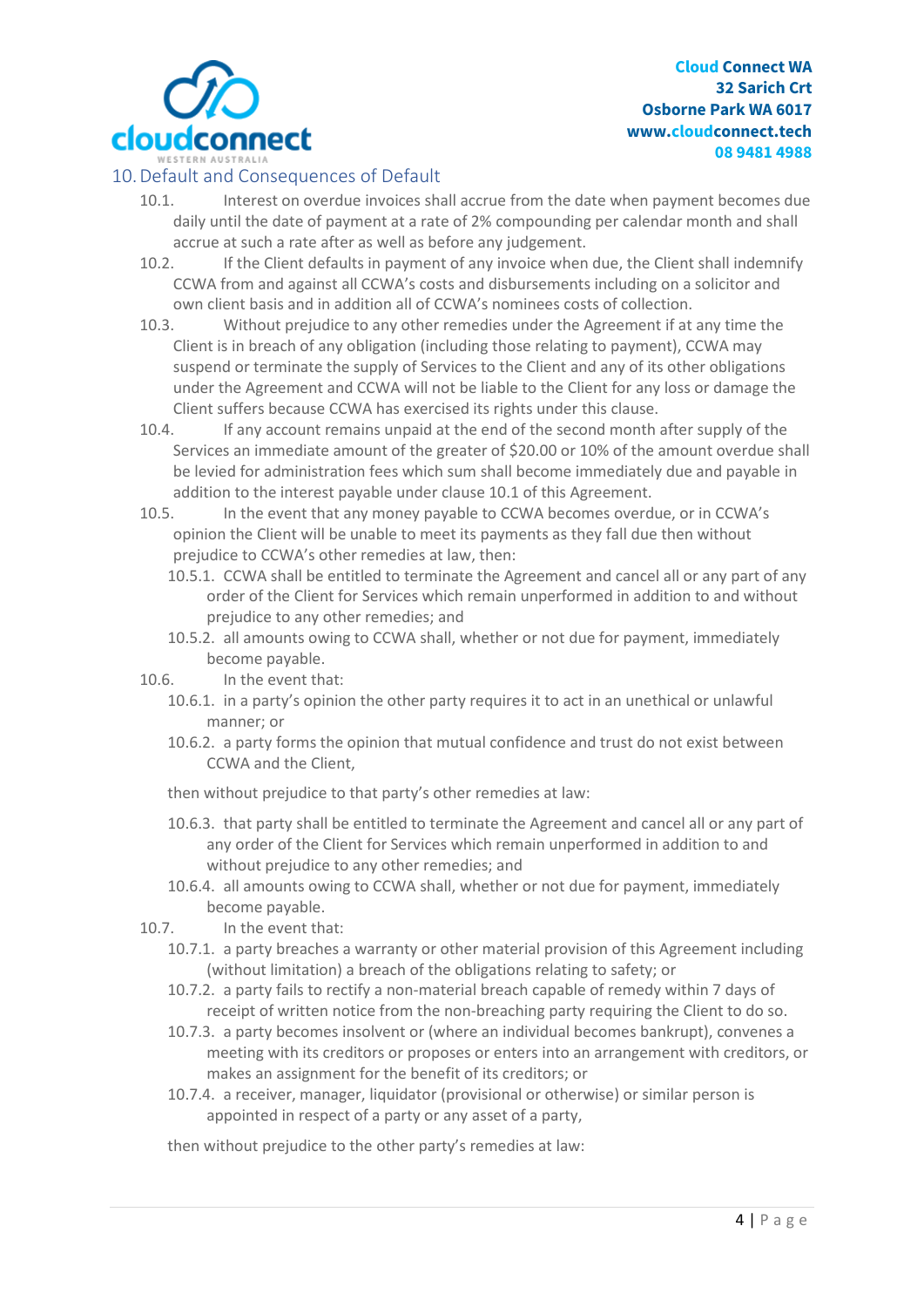## 10. Default and Consequences of Default

10.1. Interest on overdue invoices shall accrue from the date when payment becomes due daily until the date of payment at a rate of 2% compounding per calendar month and shall accrue at such a rate after as well as before any judgement.

10.2. If the Client defaults in payment of any invoice when due, the Client shall indemnify CCWA from and against all CCWA's costs and disbursements including on a solicitor and own client basis and in addition all of CCWA's nominees costs of collection.

10.3. Without prejudice to any other remedies under the Agreement if at any time the Client is in breach of any obligation (including those relating to payment), CCWA may suspend or terminate the supply of Services to the Client and any of its other obligations under the Agreement and CCWA will not be liable to the Client for any loss or damage the Client suffers because CCWA has exercised its rights under this clause.

10.4. If any account remains unpaid at the end of the second month after supply of the Services an immediate amount of the greater of $20.00 or 10% of the amount overdue shall be levied for administration fees which sum shall become immediately due and payable in addition to the interest payable under clause 10.1 of this Agreement.

10.5. In the event that any money payable to CCWA becomes overdue, or in CCWA's opinion the Client will be unable to meet its payments as they fall due then without prejudice to CCWA's other remedies at law, then:

- 10.5.1. CCWA shall be entitled to terminate the Agreement and cancel all or any part of any order of the Client for Services which remain unperformed in addition to and without prejudice to any other remedies; and
- 10.5.2. all amounts owing to CCWA shall, whether or not due for payment, immediately become payable.

10.6. In the event that:

- 10.6.1. in a party's opinion the other party requires it to act in an unethical or unlawful manner; or
- 10.6.2. a party forms the opinion that mutual confidence and trust do not exist between CCWA and the Client,

then without prejudice to that party's other remedies at law:

- 10.6.3. that party shall be entitled to terminate the Agreement and cancel all or any part of any order of the Client for Services which remain unperformed in addition to and without prejudice to any other remedies; and
- 10.6.4. all amounts owing to CCWA shall, whether or not due for payment, immediately become payable.

10.7. In the event that:

- 10.7.1. a party breaches a warranty or other material provision of this Agreement including (without limitation) a breach of the obligations relating to safety; or
- 10.7.2. a party fails to rectify a non-material breach capable of remedy within 7 days of receipt of written notice from the non-breaching party requiring the Client to do so.
- 10.7.3. a party becomes insolvent or (where an individual becomes bankrupt), convenes a meeting with its creditors or proposes or enters into an arrangement with creditors, or makes an assignment for the benefit of its creditors; or
- 10.7.4. a receiver, manager, liquidator (provisional or otherwise) or similar person is appointed in respect of a party or any asset of a party,

then without prejudice to the other party's remedies at law: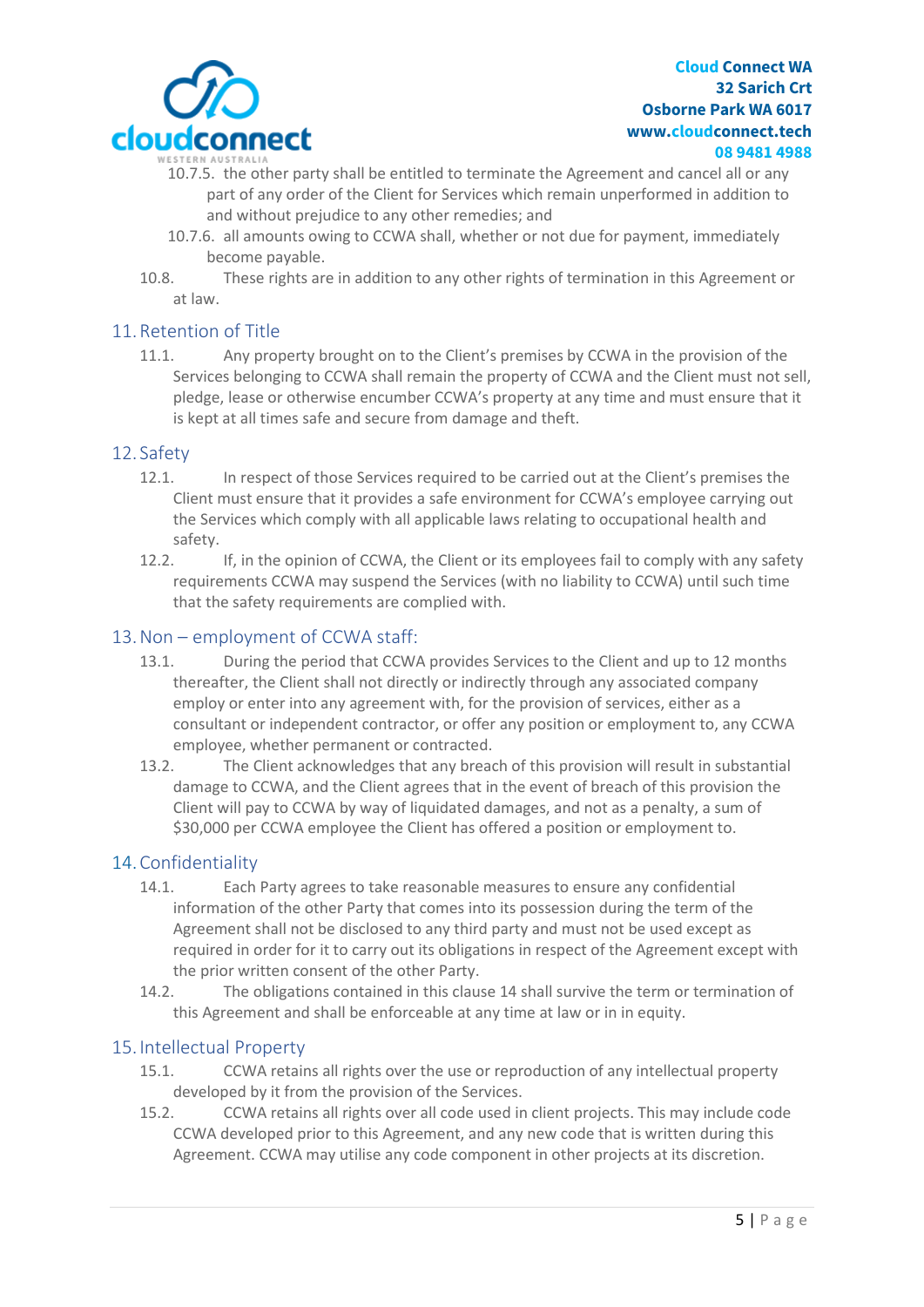10.7.5. the other party shall be entitled to terminate the Agreement and cancel all or any part of any order of the Client for Services which remain unperformed in addition to and without prejudice to any other remedies; and

10.7.6. all amounts owing to CCWA shall, whether or not due for payment, immediately become payable.

10.8. These rights are in addition to any other rights of termination in this Agreement or at law.

## 11. Retention of Title

11.1. Any property brought on to the Client's premises by CCWA in the provision of the Services belonging to CCWA shall remain the property of CCWA and the Client must not sell, pledge, lease or otherwise encumber CCWA's property at any time and must ensure that it is kept at all times safe and secure from damage and theft.

## 12. Safety

12.1. In respect of those Services required to be carried out at the Client's premises the Client must ensure that it provides a safe environment for CCWA's employee carrying out the Services which comply with all applicable laws relating to occupational health and safety.

12.2. If, in the opinion of CCWA, the Client or its employees fail to comply with any safety requirements CCWA may suspend the Services (with no liability to CCWA) until such time that the safety requirements are complied with.

## 13. Non – employment of CCWA staff:

13.1. During the period that CCWA provides Services to the Client and up to 12 months thereafter, the Client shall not directly or indirectly through any associated company employ or enter into any agreement with, for the provision of services, either as a consultant or independent contractor, or offer any position or employment to, any CCWA employee, whether permanent or contracted.

13.2. The Client acknowledges that any breach of this provision will result in substantial damage to CCWA, and the Client agrees that in the event of breach of this provision the Client will pay to CCWA by way of liquidated damages, and not as a penalty, a sum of $30,000 per CCWA employee the Client has offered a position or employment to.

## 14. Confidentiality

14.1. Each Party agrees to take reasonable measures to ensure any confidential information of the other Party that comes into its possession during the term of the Agreement shall not be disclosed to any third party and must not be used except as required in order for it to carry out its obligations in respect of the Agreement except with the prior written consent of the other Party.

14.2. The obligations contained in this clause 14 shall survive the term or termination of this Agreement and shall be enforceable at any time at law or in in equity.

## 15. Intellectual Property

15.1. CCWA retains all rights over the use or reproduction of any intellectual property developed by it from the provision of the Services.

15.2. CCWA retains all rights over all code used in client projects. This may include code CCWA developed prior to this Agreement, and any new code that is written during this Agreement. CCWA may utilise any code component in other projects at its discretion.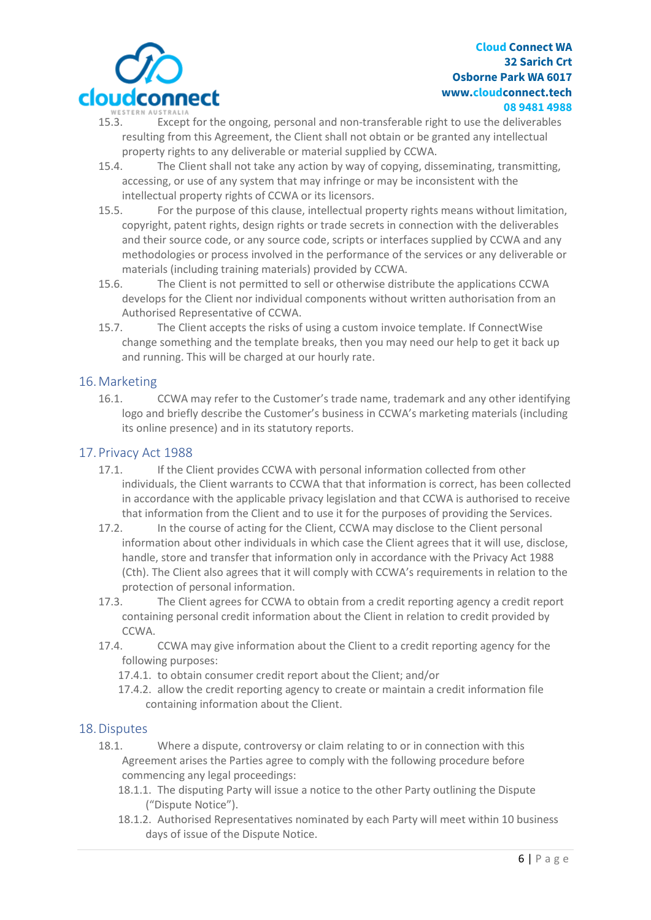15.3. Except for the ongoing, personal and non-transferable right to use the deliverables resulting from this Agreement, the Client shall not obtain or be granted any intellectual property rights to any deliverable or material supplied by CCWA.

15.4. The Client shall not take any action by way of copying, disseminating, transmitting, accessing, or use of any system that may infringe or may be inconsistent with the intellectual property rights of CCWA or its licensors.

15.5. For the purpose of this clause, intellectual property rights means without limitation, copyright, patent rights, design rights or trade secrets in connection with the deliverables and their source code, or any source code, scripts or interfaces supplied by CCWA and any methodologies or process involved in the performance of the services or any deliverable or materials (including training materials) provided by CCWA.

15.6. The Client is not permitted to sell or otherwise distribute the applications CCWA develops for the Client nor individual components without written authorisation from an Authorised Representative of CCWA.

15.7. The Client accepts the risks of using a custom invoice template. If ConnectWise change something and the template breaks, then you may need our help to get it back up and running. This will be charged at our hourly rate.

## 16. Marketing

16.1. CCWA may refer to the Customer's trade name, trademark and any other identifying logo and briefly describe the Customer's business in CCWA's marketing materials (including its online presence) and in its statutory reports.

## 17. Privacy Act 1988

17.1. If the Client provides CCWA with personal information collected from other individuals, the Client warrants to CCWA that that information is correct, has been collected in accordance with the applicable privacy legislation and that CCWA is authorised to receive that information from the Client and to use it for the purposes of providing the Services.

17.2. In the course of acting for the Client, CCWA may disclose to the Client personal information about other individuals in which case the Client agrees that it will use, disclose, handle, store and transfer that information only in accordance with the Privacy Act 1988 (Cth). The Client also agrees that it will comply with CCWA's requirements in relation to the protection of personal information.

17.3. The Client agrees for CCWA to obtain from a credit reporting agency a credit report containing personal credit information about the Client in relation to credit provided by CCWA.

17.4. CCWA may give information about the Client to a credit reporting agency for the following purposes:

- 17.4.1. to obtain consumer credit report about the Client; and/or
- 17.4.2. allow the credit reporting agency to create or maintain a credit information file containing information about the Client.

## 18. Disputes

18.1. Where a dispute, controversy or claim relating to or in connection with this Agreement arises the Parties agree to comply with the following procedure before commencing any legal proceedings:

- 18.1.1. The disputing Party will issue a notice to the other Party outlining the Dispute ("Dispute Notice").
- 18.1.2. Authorised Representatives nominated by each Party will meet within 10 business days of issue of the Dispute Notice.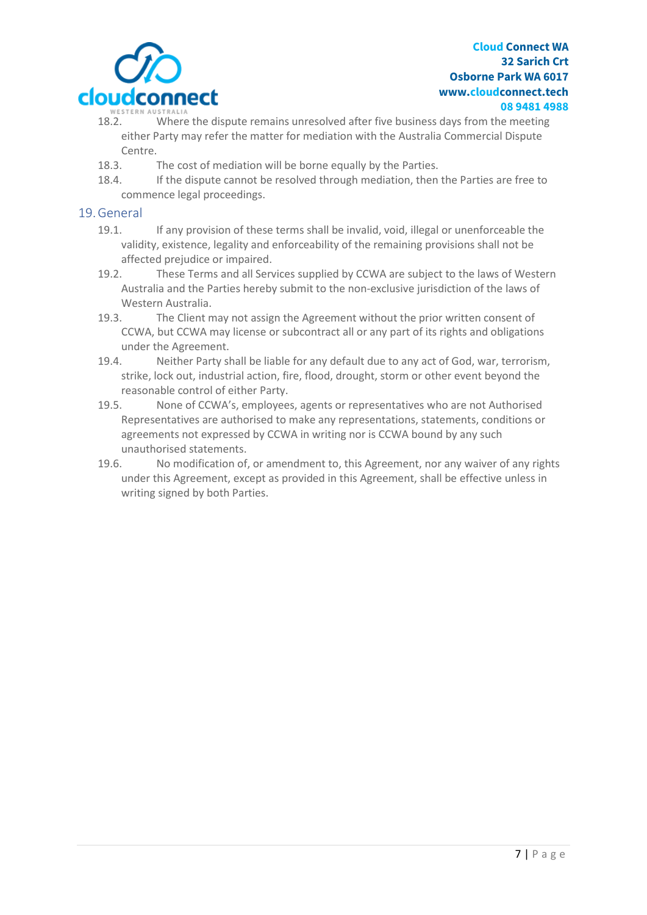18.2. Where the dispute remains unresolved after five business days from the meeting either Party may refer the matter for mediation with the Australia Commercial Dispute Centre.

18.3. The cost of mediation will be borne equally by the Parties.

18.4. If the dispute cannot be resolved through mediation, then the Parties are free to commence legal proceedings.

## 19. General

19.1. If any provision of these terms shall be invalid, void, illegal or unenforceable the validity, existence, legality and enforceability of the remaining provisions shall not be affected prejudice or impaired.

19.2. These Terms and all Services supplied by CCWA are subject to the laws of Western Australia and the Parties hereby submit to the non-exclusive jurisdiction of the laws of Western Australia.

19.3. The Client may not assign the Agreement without the prior written consent of CCWA, but CCWA may license or subcontract all or any part of its rights and obligations under the Agreement.

19.4. Neither Party shall be liable for any default due to any act of God, war, terrorism, strike, lock out, industrial action, fire, flood, drought, storm or other event beyond the reasonable control of either Party.

19.5. None of CCWA's, employees, agents or representatives who are not Authorised Representatives are authorised to make any representations, statements, conditions or agreements not expressed by CCWA in writing nor is CCWA bound by any such unauthorised statements.

19.6. No modification of, or amendment to, this Agreement, nor any waiver of any rights under this Agreement, except as provided in this Agreement, shall be effective unless in writing signed by both Parties.